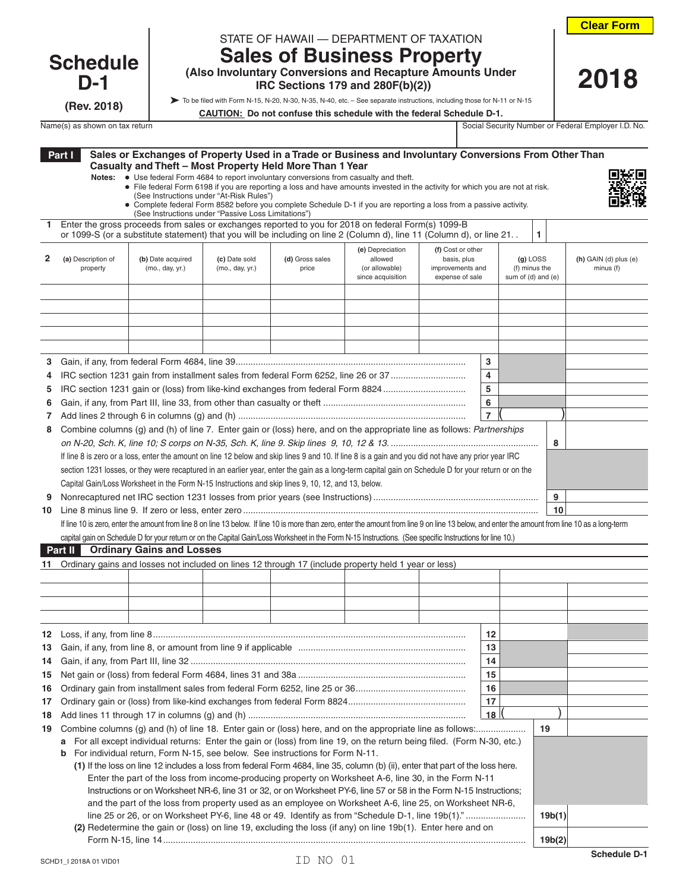# Schedule D-1

(Rev. 2018)

STATE OF HAWAII — DEPARTMENT OF TAXATION

## Sales of Business Property

**(Also Involuntary Conversions and Recapture Amounts Under IRC Sections 179 and 280F(b)(2))**

➤ To be filed with Form N-15, N-20, N-30, N-35, N-40, etc. – See separate instructions, including those for N-11 or N-15

**CAUTION: Do not confuse this schedule with the federal Schedule D-1.**

**2018**

Name(s) as shown on tax return | Social Security Number or Federal Employer I.D. No.

## Part I Sales or Exchanges of Property Used in a Trade or Business and Involuntary Conversions From Other Than Casualty and Theft – Most Property Held More Than 1 Year

**Notes:**
- Use federal Form 4684 to report involuntary conversions from casualty and theft.
- File federal Form 6198 if you are reporting a loss and have amounts invested in the activity for which you are not at risk. (See Instructions under "At-Risk Rules")
- Complete federal Form 8582 before you complete Schedule D-1 if you are reporting a loss from a passive activity. (See Instructions under "Passive Loss Limitations")

**1** Enter the gross proceeds from sales or exchanges reported to you for 2018 on federal Form(s) 1099-B or 1099-S (or a substitute statement) that you will be including on line 2 (Column d), line 11 (Column d), or line 21. . **1**

| 2 (a) Description of property | (b) Date acquired (mo., day, yr.) | (c) Date sold (mo., day, yr.) | (d) Gross sales price | (e) Depreciation allowed (or allowable) since acquisition | (f) Cost or other basis, plus improvements and expense of sale | (g) LOSS (f) minus the sum of (d) and (e) | (h) GAIN (d) plus (e) minus (f) |
|---|---|---|---|---|---|---|---|
| | | | | | | | |
| | | | | | | | |
| | | | | | | | |
| | | | | | | | |

**3** Gain, if any, from federal Form 4684, line 39 ..... **3**

**4** IRC section 1231 gain from installment sales from federal Form 6252, line 26 or 37 ..... **4**

**5** IRC section 1231 gain or (loss) from like-kind exchanges from federal Form 8824 ..... **5**

**6** Gain, if any, from Part III, line 33, from other than casualty or theft ..... **6**

**7** Add lines 2 through 6 in columns (g) and (h) ..... **7** ( )

**8** Combine columns (g) and (h) of line 7. Enter gain or (loss) here, and on the appropriate line as follows: *Partnerships on N-20, Sch. K, line 10; S corps on N-35, Sch. K, line 9. Skip lines 9, 10, 12 & 13.* ..... **8**

If line 8 is zero or a loss, enter the amount on line 12 below and skip lines 9 and 10. If line 8 is a gain and you did not have any prior year IRC section 1231 losses, or they were recaptured in an earlier year, enter the gain as a long-term capital gain on Schedule D for your return or on the Capital Gain/Loss Worksheet in the Form N-15 Instructions and skip lines 9, 10, 12, and 13, below.

**9** Nonrecaptured net IRC section 1231 losses from prior years (see Instructions) ..... **9**

**10** Line 8 minus line 9. If zero or less, enter zero ..... **10**

If line 10 is zero, enter the amount from line 8 on line 13 below. If line 10 is more than zero, enter the amount from line 9 on line 13 below, and enter the amount from line 10 as a long-term capital gain on Schedule D for your return or on the Capital Gain/Loss Worksheet in the Form N-15 Instructions. (See specific Instructions for line 10.)

## Part II Ordinary Gains and Losses

**11** Ordinary gains and losses not included on lines 12 through 17 (include property held 1 year or less)

| | | | | | | | |
|---|---|---|---|---|---|---|---|
| | | | | | | | |
| | | | | | | | |
| | | | | | | | |
| | | | | | | | |

**12** Loss, if any, from line 8 ..... **12**

**13** Gain, if any, from line 8, or amount from line 9 if applicable ..... **13**

**14** Gain, if any, from Part III, line 32 ..... **14**

**15** Net gain or (loss) from federal Form 4684, lines 31 and 38a ..... **15**

**16** Ordinary gain from installment sales from federal Form 6252, line 25 or 36 ..... **16**

**17** Ordinary gain or (loss) from like-kind exchanges from federal Form 8824 ..... **17**

**18** Add lines 11 through 17 in columns (g) and (h) ..... **18** ( )

**19** Combine columns (g) and (h) of line 18. Enter gain or (loss) here, and on the appropriate line as follows: ..... **19**

**a** For all except individual returns: Enter the gain or (loss) from line 19, on the return being filed. (Form N-30, etc.)

**b** For individual return, Form N-15, see below. See instructions for Form N-11.

**(1)** If the loss on line 12 includes a loss from federal Form 4684, line 35, column (b) (ii), enter that part of the loss here. Enter the part of the loss from income-producing property on Worksheet A-6, line 30, in the Form N-11 Instructions or on Worksheet NR-6, line 31 or 32, or on Worksheet PY-6, line 57 or 58 in the Form N-15 Instructions; and the part of the loss from property used as an employee on Worksheet A-6, line 25, on Worksheet NR-6, line 25 or 26, or on Worksheet PY-6, line 48 or 49. Identify as from "Schedule D-1, line 19b(1)." ..... **19b(1)**

**(2)** Redetermine the gain or (loss) on line 19, excluding the loss (if any) on line 19b(1). Enter here and on Form N-15, line 14 ..... **19b(2)**

SCHD1_I 2018A 01 VID01 ID NO 01 Schedule D-1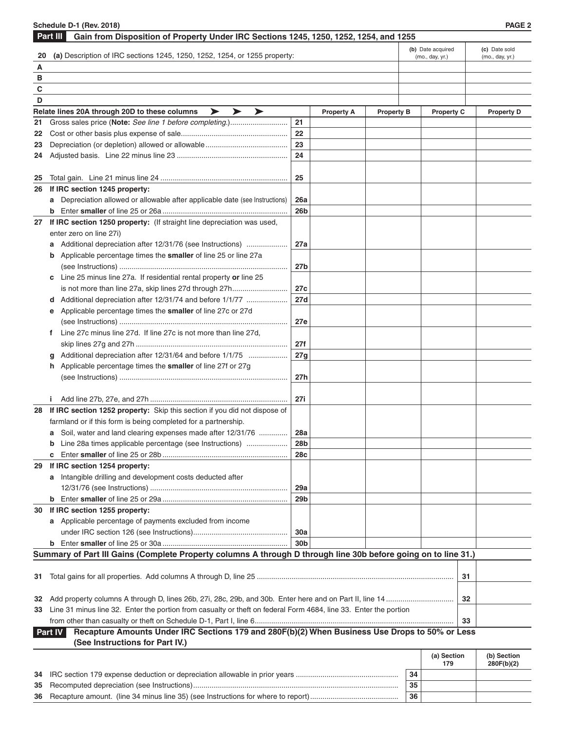Schedule D-1 (Rev. 2018)

## Part III Gain from Disposition of Property Under IRC Sections 1245, 1250, 1252, 1254, and 1255

| 20 | (a) Description of IRC sections 1245, 1250, 1252, 1254, or 1255 property: | (b) Date acquired (mo., day, yr.) | (c) Date sold (mo., day, yr.) |
|---|---|---|---|
| A | | | |
| B | | | |
| C | | | |
| D | | | |

| | Relate lines 20A through 20D to these columns ➤ ➤ ➤ | | Property A | Property B | Property C | Property D |
|---|---|---|---|---|---|---|
| 21 | Gross sales price (**Note:** *See line 1 before completing.*) | 21 | | | | |
| 22 | Cost or other basis plus expense of sale | 22 | | | | |
| 23 | Depreciation (or depletion) allowed or allowable | 23 | | | | |
| 24 | Adjusted basis. Line 22 minus line 23 | 24 | | | | |
| 25 | Total gain. Line 21 minus line 24 | 25 | | | | |
| 26 | **If IRC section 1245 property:** | | | | | |
| | **a** Depreciation allowed or allowable after applicable date (see Instructions) | 26a | | | | |
| | **b** Enter **smaller** of line 25 or 26a | 26b | | | | |
| 27 | **If IRC section 1250 property:** (If straight line depreciation was used, enter zero on line 27i) | | | | | |
| | **a** Additional depreciation after 12/31/76 (see Instructions) | 27a | | | | |
| | **b** Applicable percentage times the **smaller** of line 25 or line 27a (see Instructions) | 27b | | | | |
| | **c** Line 25 minus line 27a. If residential rental property **or** line 25 is not more than line 27a, skip lines 27d through 27h | 27c | | | | |
| | **d** Additional depreciation after 12/31/74 and before 1/1/77 | 27d | | | | |
| | **e** Applicable percentage times the **smaller** of line 27c or 27d (see Instructions) | 27e | | | | |
| | **f** Line 27c minus line 27d. If line 27c is not more than line 27d, skip lines 27g and 27h | 27f | | | | |
| | **g** Additional depreciation after 12/31/64 and before 1/1/75 | 27g | | | | |
| | **h** Applicable percentage times the **smaller** of line 27f or 27g (see Instructions) | 27h | | | | |
| | **i** Add line 27b, 27e, and 27h | 27i | | | | |
| 28 | **If IRC section 1252 property:** Skip this section if you did not dispose of farmland or if this form is being completed for a partnership. | | | | | |
| | **a** Soil, water and land clearing expenses made after 12/31/76 | 28a | | | | |
| | **b** Line 28a times applicable percentage (see Instructions) | 28b | | | | |
| | **c** Enter **smaller** of line 25 or 28b | 28c | | | | |
| 29 | **If IRC section 1254 property:** | | | | | |
| | **a** Intangible drilling and development costs deducted after 12/31/76 (see Instructions) | 29a | | | | |
| | **b** Enter **smaller** of line 25 or 29a | 29b | | | | |
| 30 | **If IRC section 1255 property:** | | | | | |
| | **a** Applicable percentage of payments excluded from income under IRC section 126 (see Instructions) | 30a | | | | |
| | **b** Enter **smaller** of line 25 or 30a | 30b | | | | |

**Summary of Part III Gains (Complete Property columns A through D through line 30b before going on to line 31.)**

| | | | |
|---|---|---|---|
| 31 | Total gains for all properties. Add columns A through D, line 25 | 31 | |
| 32 | Add property columns A through D, lines 26b, 27i, 28c, 29b, and 30b. Enter here and on Part II, line 14 | 32 | |
| 33 | Line 31 minus line 32. Enter the portion from casualty or theft on federal Form 4684, line 33. Enter the portion from other than casualty or theft on Schedule D-1, Part I, line 6 | 33 | |

## Part IV Recapture Amounts Under IRC Sections 179 and 280F(b)(2) When Business Use Drops to 50% or Less (See Instructions for Part IV.)

| | | | (a) Section 179 | (b) Section 280F(b)(2) |
|---|---|---|---|---|
| 34 | IRC section 179 expense deduction or depreciation allowable in prior years | 34 | | |
| 35 | Recomputed depreciation (see Instructions) | 35 | | |
| 36 | Recapture amount. (line 34 minus line 35) (see Instructions for where to report) | 36 | | |